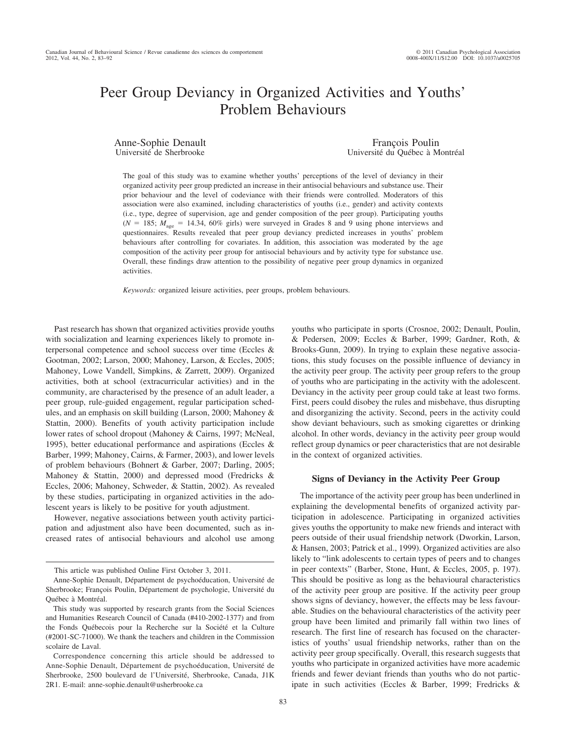# Peer Group Deviancy in Organized Activities and Youths' Problem Behaviours

Anne-Sophie Denault
Université de Sherbrooke

François Poulin
Université du Québec à Montréal

The goal of this study was to examine whether youths' perceptions of the level of deviancy in their organized activity peer group predicted an increase in their antisocial behaviours and substance use. Their prior behaviour and the level of codeviance with their friends were controlled. Moderators of this association were also examined, including characteristics of youths (i.e., gender) and activity contexts (i.e., type, degree of supervision, age and gender composition of the peer group). Participating youths ($N = 185$; $M_{age} = 14.34$, 60% girls) were surveyed in Grades 8 and 9 using phone interviews and questionnaires. Results revealed that peer group deviancy predicted increases in youths' problem behaviours after controlling for covariates. In addition, this association was moderated by the age composition of the activity peer group for antisocial behaviours and by activity type for substance use. Overall, these findings draw attention to the possibility of negative peer group dynamics in organized activities.

*Keywords:* organized leisure activities, peer groups, problem behaviours.

Past research has shown that organized activities provide youths with socialization and learning experiences likely to promote interpersonal competence and school success over time (Eccles & Gootman, 2002; Larson, 2000; Mahoney, Larson, & Eccles, 2005; Mahoney, Lowe Vandell, Simpkins, & Zarrett, 2009). Organized activities, both at school (extracurricular activities) and in the community, are characterised by the presence of an adult leader, a peer group, rule-guided engagement, regular participation schedules, and an emphasis on skill building (Larson, 2000; Mahoney & Stattin, 2000). Benefits of youth activity participation include lower rates of school dropout (Mahoney & Cairns, 1997; McNeal, 1995), better educational performance and aspirations (Eccles & Barber, 1999; Mahoney, Cairns, & Farmer, 2003), and lower levels of problem behaviours (Bohnert & Garber, 2007; Darling, 2005; Mahoney & Stattin, 2000) and depressed mood (Fredricks & Eccles, 2006; Mahoney, Schweder, & Stattin, 2002). As revealed by these studies, participating in organized activities in the adolescent years is likely to be positive for youth adjustment.

However, negative associations between youth activity participation and adjustment also have been documented, such as increased rates of antisocial behaviours and alcohol use among youths who participate in sports (Crosnoe, 2002; Denault, Poulin, & Pedersen, 2009; Eccles & Barber, 1999; Gardner, Roth, & Brooks-Gunn, 2009). In trying to explain these negative associations, this study focuses on the possible influence of deviancy in the activity peer group. The activity peer group refers to the group of youths who are participating in the activity with the adolescent. Deviancy in the activity peer group could take at least two forms. First, peers could disobey the rules and misbehave, thus disrupting and disorganizing the activity. Second, peers in the activity could show deviant behaviours, such as smoking cigarettes or drinking alcohol. In other words, deviancy in the activity peer group would reflect group dynamics or peer characteristics that are not desirable in the context of organized activities.

## Signs of Deviancy in the Activity Peer Group

The importance of the activity peer group has been underlined in explaining the developmental benefits of organized activity participation in adolescence. Participating in organized activities gives youths the opportunity to make new friends and interact with peers outside of their usual friendship network (Dworkin, Larson, & Hansen, 2003; Patrick et al., 1999). Organized activities are also likely to "link adolescents to certain types of peers and to changes in peer contexts" (Barber, Stone, Hunt, & Eccles, 2005, p. 197). This should be positive as long as the behavioural characteristics of the activity peer group are positive. If the activity peer group shows signs of deviancy, however, the effects may be less favourable. Studies on the behavioural characteristics of the activity peer group have been limited and primarily fall within two lines of research. The first line of research has focused on the characteristics of youths' usual friendship networks, rather than on the activity peer group specifically. Overall, this research suggests that youths who participate in organized activities have more academic friends and fewer deviant friends than youths who do not participate in such activities (Eccles & Barber, 1999; Fredricks &

---

This article was published Online First October 3, 2011.

Anne-Sophie Denault, Département de psychoéducation, Université de Sherbrooke; François Poulin, Département de psychologie, Université du Québec à Montréal.

This study was supported by research grants from the Social Sciences and Humanities Research Council of Canada (#410-2002-1377) and from the Fonds Québecois pour la Recherche sur la Société et la Culture (#2001-SC-71000). We thank the teachers and children in the Commission scolaire de Laval.

Correspondence concerning this article should be addressed to Anne-Sophie Denault, Département de psychoéducation, Université de Sherbrooke, 2500 boulevard de l'Université, Sherbrooke, Canada, J1K 2R1. E-mail: anne-sophie.denault@usherbrooke.ca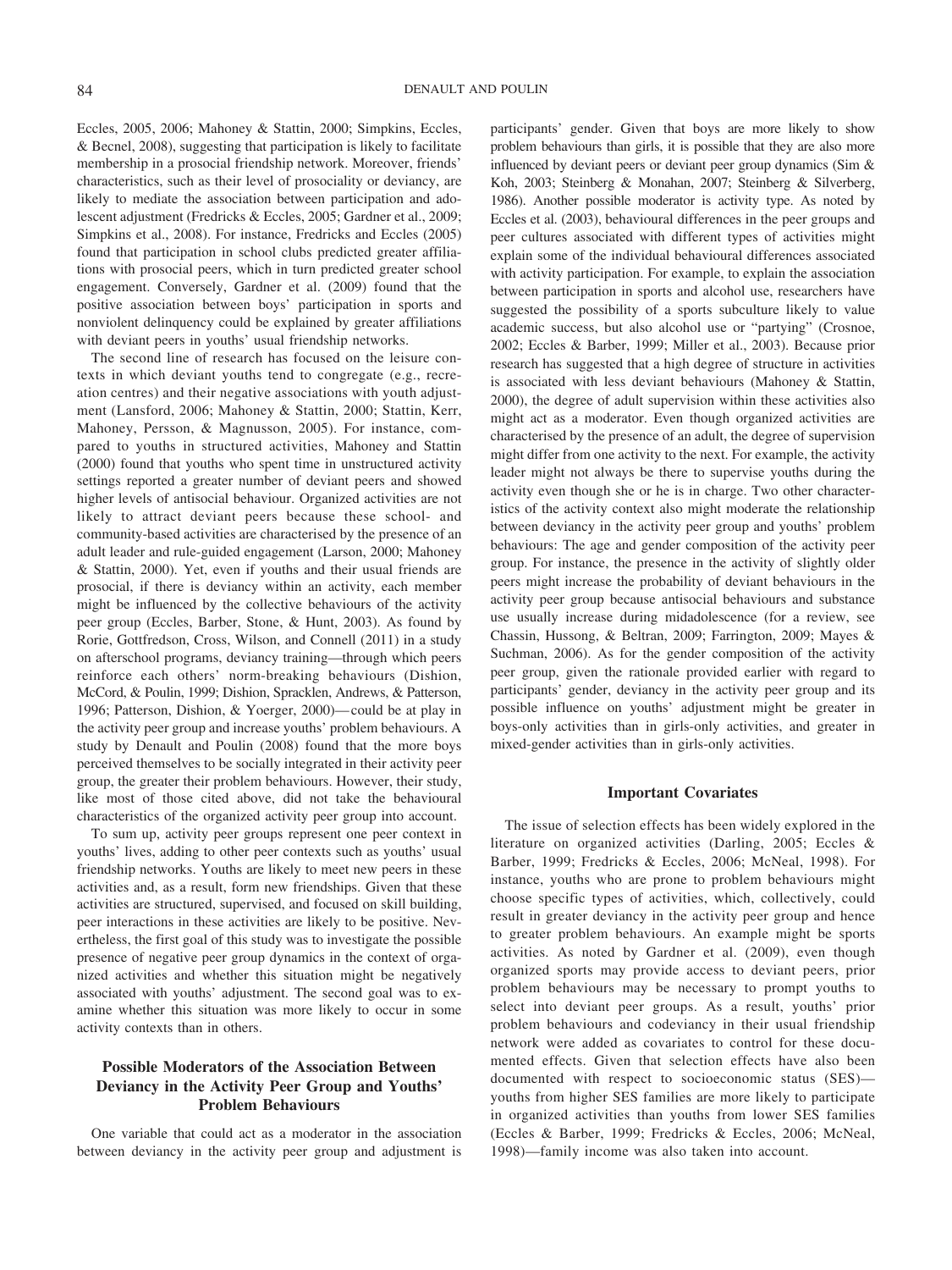Eccles, 2005, 2006; Mahoney & Stattin, 2000; Simpkins, Eccles, & Becnel, 2008), suggesting that participation is likely to facilitate membership in a prosocial friendship network. Moreover, friends' characteristics, such as their level of prosociality or deviancy, are likely to mediate the association between participation and adolescent adjustment (Fredricks & Eccles, 2005; Gardner et al., 2009; Simpkins et al., 2008). For instance, Fredricks and Eccles (2005) found that participation in school clubs predicted greater affiliations with prosocial peers, which in turn predicted greater school engagement. Conversely, Gardner et al. (2009) found that the positive association between boys' participation in sports and nonviolent delinquency could be explained by greater affiliations with deviant peers in youths' usual friendship networks.

The second line of research has focused on the leisure contexts in which deviant youths tend to congregate (e.g., recreation centres) and their negative associations with youth adjustment (Lansford, 2006; Mahoney & Stattin, 2000; Stattin, Kerr, Mahoney, Persson, & Magnusson, 2005). For instance, compared to youths in structured activities, Mahoney and Stattin (2000) found that youths who spent time in unstructured activity settings reported a greater number of deviant peers and showed higher levels of antisocial behaviour. Organized activities are not likely to attract deviant peers because these school- and community-based activities are characterised by the presence of an adult leader and rule-guided engagement (Larson, 2000; Mahoney & Stattin, 2000). Yet, even if youths and their usual friends are prosocial, if there is deviancy within an activity, each member might be influenced by the collective behaviours of the activity peer group (Eccles, Barber, Stone, & Hunt, 2003). As found by Rorie, Gottfredson, Cross, Wilson, and Connell (2011) in a study on afterschool programs, deviancy training—through which peers reinforce each others' norm-breaking behaviours (Dishion, McCord, & Poulin, 1999; Dishion, Spracklen, Andrews, & Patterson, 1996; Patterson, Dishion, & Yoerger, 2000)—could be at play in the activity peer group and increase youths' problem behaviours. A study by Denault and Poulin (2008) found that the more boys perceived themselves to be socially integrated in their activity peer group, the greater their problem behaviours. However, their study, like most of those cited above, did not take the behavioural characteristics of the organized activity peer group into account.

To sum up, activity peer groups represent one peer context in youths' lives, adding to other peer contexts such as youths' usual friendship networks. Youths are likely to meet new peers in these activities and, as a result, form new friendships. Given that these activities are structured, supervised, and focused on skill building, peer interactions in these activities are likely to be positive. Nevertheless, the first goal of this study was to investigate the possible presence of negative peer group dynamics in the context of organized activities and whether this situation might be negatively associated with youths' adjustment. The second goal was to examine whether this situation was more likely to occur in some activity contexts than in others.

## Possible Moderators of the Association Between Deviancy in the Activity Peer Group and Youths' Problem Behaviours

One variable that could act as a moderator in the association between deviancy in the activity peer group and adjustment is participants' gender. Given that boys are more likely to show problem behaviours than girls, it is possible that they are also more influenced by deviant peers or deviant peer group dynamics (Sim & Koh, 2003; Steinberg & Monahan, 2007; Steinberg & Silverberg, 1986). Another possible moderator is activity type. As noted by Eccles et al. (2003), behavioural differences in the peer groups and peer cultures associated with different types of activities might explain some of the individual behavioural differences associated with activity participation. For example, to explain the association between participation in sports and alcohol use, researchers have suggested the possibility of a sports subculture likely to value academic success, but also alcohol use or "partying" (Crosnoe, 2002; Eccles & Barber, 1999; Miller et al., 2003). Because prior research has suggested that a high degree of structure in activities is associated with less deviant behaviours (Mahoney & Stattin, 2000), the degree of adult supervision within these activities also might act as a moderator. Even though organized activities are characterised by the presence of an adult, the degree of supervision might differ from one activity to the next. For example, the activity leader might not always be there to supervise youths during the activity even though she or he is in charge. Two other characteristics of the activity context also might moderate the relationship between deviancy in the activity peer group and youths' problem behaviours: The age and gender composition of the activity peer group. For instance, the presence in the activity of slightly older peers might increase the probability of deviant behaviours in the activity peer group because antisocial behaviours and substance use usually increase during midadolescence (for a review, see Chassin, Hussong, & Beltran, 2009; Farrington, 2009; Mayes & Suchman, 2006). As for the gender composition of the activity peer group, given the rationale provided earlier with regard to participants' gender, deviancy in the activity peer group and its possible influence on youths' adjustment might be greater in boys-only activities than in girls-only activities, and greater in mixed-gender activities than in girls-only activities.

## Important Covariates

The issue of selection effects has been widely explored in the literature on organized activities (Darling, 2005; Eccles & Barber, 1999; Fredricks & Eccles, 2006; McNeal, 1998). For instance, youths who are prone to problem behaviours might choose specific types of activities, which, collectively, could result in greater deviancy in the activity peer group and hence to greater problem behaviours. An example might be sports activities. As noted by Gardner et al. (2009), even though organized sports may provide access to deviant peers, prior problem behaviours may be necessary to prompt youths to select into deviant peer groups. As a result, youths' prior problem behaviours and codeviancy in their usual friendship network were added as covariates to control for these documented effects. Given that selection effects have also been documented with respect to socioeconomic status (SES)—youths from higher SES families are more likely to participate in organized activities than youths from lower SES families (Eccles & Barber, 1999; Fredricks & Eccles, 2006; McNeal, 1998)—family income was also taken into account.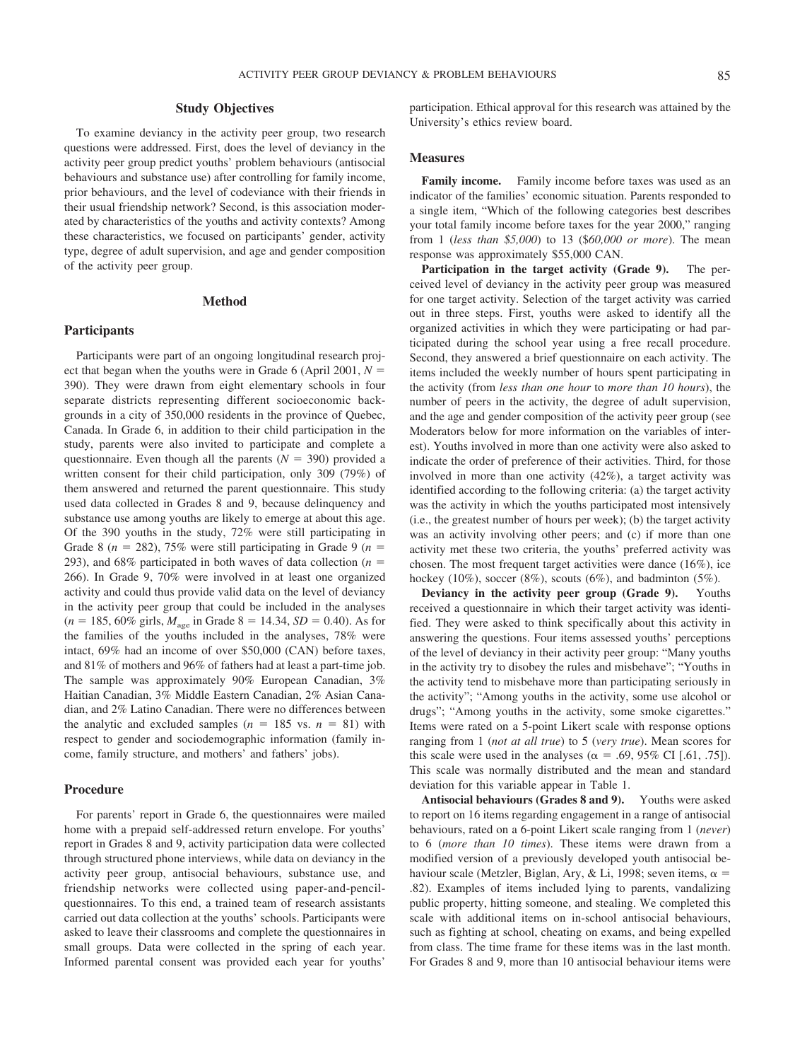## Study Objectives

To examine deviancy in the activity peer group, two research questions were addressed. First, does the level of deviancy in the activity peer group predict youths' problem behaviours (antisocial behaviours and substance use) after controlling for family income, prior behaviours, and the level of codeviance with their friends in their usual friendship network? Second, is this association moderated by characteristics of the youths and activity contexts? Among these characteristics, we focused on participants' gender, activity type, degree of adult supervision, and age and gender composition of the activity peer group.

# Method

## Participants

Participants were part of an ongoing longitudinal research project that began when the youths were in Grade 6 (April 2001, $N = 390$). They were drawn from eight elementary schools in four separate districts representing different socioeconomic backgrounds in a city of 350,000 residents in the province of Quebec, Canada. In Grade 6, in addition to their child participation in the study, parents were also invited to participate and complete a questionnaire. Even though all the parents ($N = 390$) provided a written consent for their child participation, only 309 (79%) of them answered and returned the parent questionnaire. This study used data collected in Grades 8 and 9, because delinquency and substance use among youths are likely to emerge at about this age. Of the 390 youths in the study, 72% were still participating in Grade 8 ($n = 282$), 75% were still participating in Grade 9 ($n = 293$), and 68% participated in both waves of data collection ($n = 266$). In Grade 9, 70% were involved in at least one organized activity and could thus provide valid data on the level of deviancy in the activity peer group that could be included in the analyses ($n = 185$, 60% girls, $M_{age}$ in Grade 8 = 14.34, $SD = 0.40$). As for the families of the youths included in the analyses, 78% were intact, 69% had an income of over \$50,000 (CAN) before taxes, and 81% of mothers and 96% of fathers had at least a part-time job. The sample was approximately 90% European Canadian, 3% Haitian Canadian, 3% Middle Eastern Canadian, 2% Asian Canadian, and 2% Latino Canadian. There were no differences between the analytic and excluded samples ($n = 185$ vs. $n = 81$) with respect to gender and sociodemographic information (family income, family structure, and mothers' and fathers' jobs).

## Procedure

For parents' report in Grade 6, the questionnaires were mailed home with a prepaid self-addressed return envelope. For youths' report in Grades 8 and 9, activity participation data were collected through structured phone interviews, while data on deviancy in the activity peer group, antisocial behaviours, substance use, and friendship networks were collected using paper-and-pencil-questionnaires. To this end, a trained team of research assistants carried out data collection at the youths' schools. Participants were asked to leave their classrooms and complete the questionnaires in small groups. Data were collected in the spring of each year. Informed parental consent was provided each year for youths' participation. Ethical approval for this research was attained by the University's ethics review board.

## Measures

**Family income.** Family income before taxes was used as an indicator of the families' economic situation. Parents responded to a single item, "Which of the following categories best describes your total family income before taxes for the year 2000," ranging from 1 (*less than \$5,000*) to 13 (*\$60,000 or more*). The mean response was approximately \$55,000 CAN.

**Participation in the target activity (Grade 9).** The perceived level of deviancy in the activity peer group was measured for one target activity. Selection of the target activity was carried out in three steps. First, youths were asked to identify all the organized activities in which they were participating or had participated during the school year using a free recall procedure. Second, they answered a brief questionnaire on each activity. The items included the weekly number of hours spent participating in the activity (from *less than one hour* to *more than 10 hours*), the number of peers in the activity, the degree of adult supervision, and the age and gender composition of the activity peer group (see Moderators below for more information on the variables of interest). Youths involved in more than one activity were also asked to indicate the order of preference of their activities. Third, for those involved in more than one activity (42%), a target activity was identified according to the following criteria: (a) the target activity was the activity in which the youths participated most intensively (i.e., the greatest number of hours per week); (b) the target activity was an activity involving other peers; and (c) if more than one activity met these two criteria, the youths' preferred activity was chosen. The most frequent target activities were dance (16%), ice hockey (10%), soccer (8%), scouts (6%), and badminton (5%).

**Deviancy in the activity peer group (Grade 9).** Youths received a questionnaire in which their target activity was identified. They were asked to think specifically about this activity in answering the questions. Four items assessed youths' perceptions of the level of deviancy in their activity peer group: "Many youths in the activity try to disobey the rules and misbehave"; "Youths in the activity tend to misbehave more than participating seriously in the activity"; "Among youths in the activity, some use alcohol or drugs"; "Among youths in the activity, some smoke cigarettes." Items were rated on a 5-point Likert scale with response options ranging from 1 (*not at all true*) to 5 (*very true*). Mean scores for this scale were used in the analyses ($\alpha = .69$, 95% CI [.61, .75]). This scale was normally distributed and the mean and standard deviation for this variable appear in Table 1.

**Antisocial behaviours (Grades 8 and 9).** Youths were asked to report on 16 items regarding engagement in a range of antisocial behaviours, rated on a 6-point Likert scale ranging from 1 (*never*) to 6 (*more than 10 times*). These items were drawn from a modified version of a previously developed youth antisocial behaviour scale (Metzler, Biglan, Ary, & Li, 1998; seven items, $\alpha = .82$). Examples of items included lying to parents, vandalizing public property, hitting someone, and stealing. We completed this scale with additional items on in-school antisocial behaviours, such as fighting at school, cheating on exams, and being expelled from class. The time frame for these items was in the last month. For Grades 8 and 9, more than 10 antisocial behaviour items were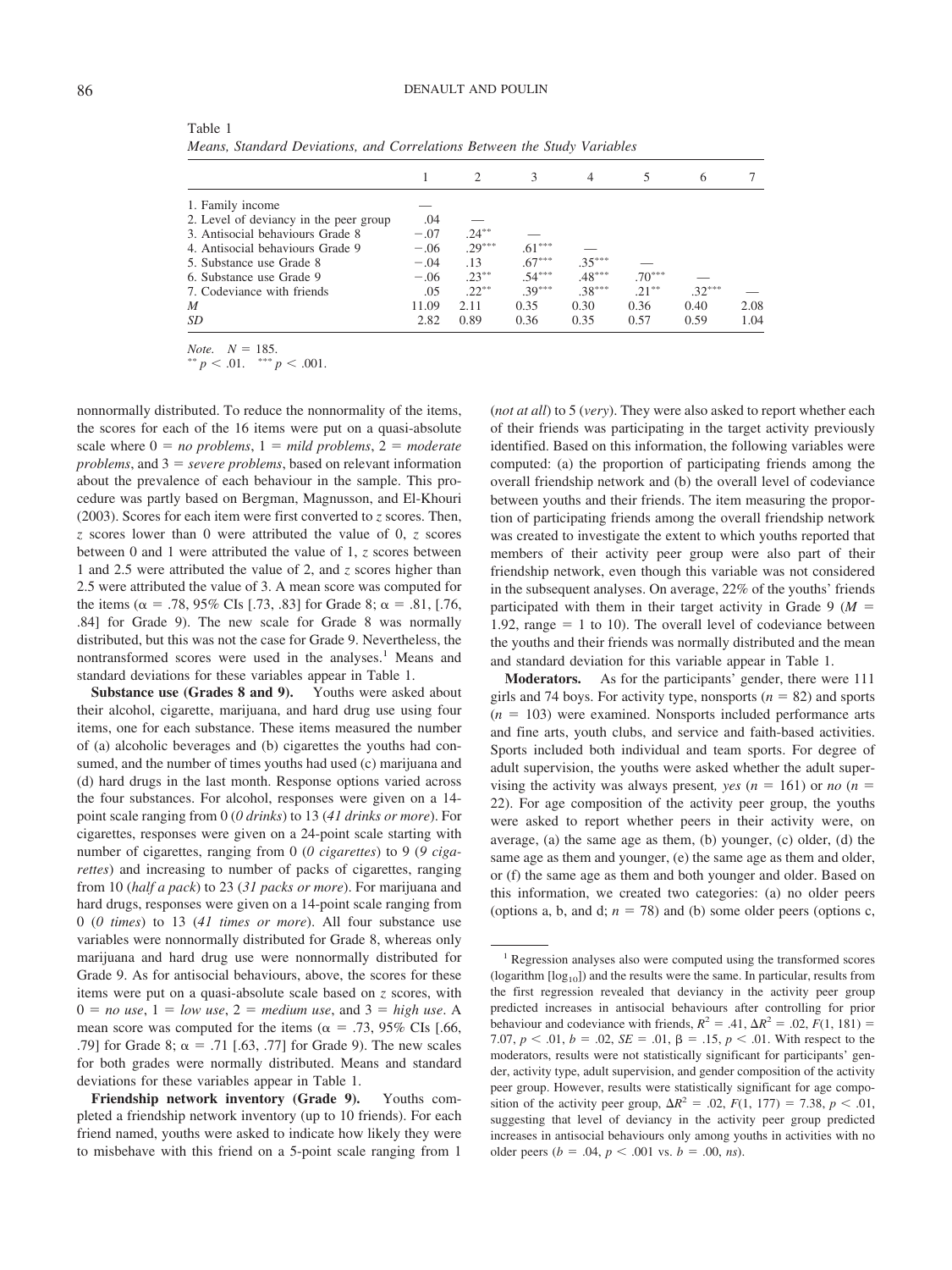Table 1
*Means, Standard Deviations, and Correlations Between the Study Variables*

| | 1 | 2 | 3 | 4 | 5 | 6 | 7 |
|---|---|---|---|---|---|---|---|
| 1. Family income | — | | | | | | |
| 2. Level of deviancy in the peer group | .04 | — | | | | | |
| 3. Antisocial behaviours Grade 8 | −.07 | .24** | — | | | | |
| 4. Antisocial behaviours Grade 9 | −.06 | .29*** | .61*** | — | | | |
| 5. Substance use Grade 8 | −.04 | .13 | .67*** | .35*** | — | | |
| 6. Substance use Grade 9 | −.06 | .23** | .54*** | .48*** | .70*** | — | |
| 7. Codeviance with friends | .05 | .22** | .39*** | .38*** | .21** | .32*** | — |
| *M* | 11.09 | 2.11 | 0.35 | 0.30 | 0.36 | 0.40 | 2.08 |
| *SD* | 2.82 | 0.89 | 0.36 | 0.35 | 0.57 | 0.59 | 1.04 |

*Note.* $N = 185$.
** $p < .01$. *** $p < .001$.

nonnormally distributed. To reduce the nonnormality of the items, the scores for each of the 16 items were put on a quasi-absolute scale where 0 = *no problems*, 1 = *mild problems*, 2 = *moderate problems*, and 3 = *severe problems*, based on relevant information about the prevalence of each behaviour in the sample. This procedure was partly based on Bergman, Magnusson, and El-Khouri (2003). Scores for each item were first converted to *z* scores. Then, *z* scores lower than 0 were attributed the value of 0, *z* scores between 0 and 1 were attributed the value of 1, *z* scores between 1 and 2.5 were attributed the value of 2, and *z* scores higher than 2.5 were attributed the value of 3. A mean score was computed for the items ($\alpha = .78$, 95% CIs [.73, .83] for Grade 8; $\alpha = .81$, [.76, .84] for Grade 9). The new scale for Grade 8 was normally distributed, but this was not the case for Grade 9. Nevertheless, the nontransformed scores were used in the analyses.[1] Means and standard deviations for these variables appear in Table 1.

**Substance use (Grades 8 and 9).** Youths were asked about their alcohol, cigarette, marijuana, and hard drug use using four items, one for each substance. These items measured the number of (a) alcoholic beverages and (b) cigarettes the youths had consumed, and the number of times youths had used (c) marijuana and (d) hard drugs in the last month. Response options varied across the four substances. For alcohol, responses were given on a 14-point scale ranging from 0 (*0 drinks*) to 13 (*41 drinks or more*). For cigarettes, responses were given on a 24-point scale starting with number of cigarettes, ranging from 0 (*0 cigarettes*) to 9 (*9 cigarettes*) and increasing to number of packs of cigarettes, ranging from 10 (*half a pack*) to 23 (*31 packs or more*). For marijuana and hard drugs, responses were given on a 14-point scale ranging from 0 (*0 times*) to 13 (*41 times or more*). All four substance use variables were nonnormally distributed for Grade 8, whereas only marijuana and hard drug use were nonnormally distributed for Grade 9. As for antisocial behaviours, above, the scores for these items were put on a quasi-absolute scale based on *z* scores, with 0 = *no use*, 1 = *low use*, 2 = *medium use*, and 3 = *high use*. A mean score was computed for the items ($\alpha = .73$, 95% CIs [.66, .79] for Grade 8; $\alpha = .71$ [.63, .77] for Grade 9). The new scales for both grades were normally distributed. Means and standard deviations for these variables appear in Table 1.

**Friendship network inventory (Grade 9).** Youths completed a friendship network inventory (up to 10 friends). For each friend named, youths were asked to indicate how likely they were to misbehave with this friend on a 5-point scale ranging from 1 (*not at all*) to 5 (*very*). They were also asked to report whether each of their friends was participating in the target activity previously identified. Based on this information, the following variables were computed: (a) the proportion of participating friends among the overall friendship network and (b) the overall level of codeviance between youths and their friends. The item measuring the proportion of participating friends among the overall friendship network was created to investigate the extent to which youths reported that members of their activity peer group were also part of their friendship network, even though this variable was not considered in the subsequent analyses. On average, 22% of the youths' friends participated with them in their target activity in Grade 9 ($M = 1.92$, range = 1 to 10). The overall level of codeviance between the youths and their friends was normally distributed and the mean and standard deviation for this variable appear in Table 1.

**Moderators.** As for the participants' gender, there were 111 girls and 74 boys. For activity type, nonsports ($n = 82$) and sports ($n = 103$) were examined. Nonsports included performance arts and fine arts, youth clubs, and service and faith-based activities. Sports included both individual and team sports. For degree of adult supervision, the youths were asked whether the adult supervising the activity was always present*, yes* ($n = 161$) or *no* ($n = 22$). For age composition of the activity peer group, the youths were asked to report whether peers in their activity were, on average, (a) the same age as them, (b) younger, (c) older, (d) the same age as them and younger, (e) the same age as them and older, or (f) the same age as them and both younger and older. Based on this information, we created two categories: (a) no older peers (options a, b, and d; $n = 78$) and (b) some older peers (options c,

[1] Regression analyses also were computed using the transformed scores (logarithm [$\log_{10}$]) and the results were the same. In particular, results from the first regression revealed that deviancy in the activity peer group predicted increases in antisocial behaviours after controlling for prior behaviour and codeviance with friends, $R^2 = .41$, $\Delta R^2 = .02$, $F(1, 181) = 7.07$, $p < .01$, $b = .02$, $SE = .01$, $\beta = .15$, $p < .01$. With respect to the moderators, results were not statistically significant for participants' gender, activity type, adult supervision, and gender composition of the activity peer group. However, results were statistically significant for age composition of the activity peer group, $\Delta R^2 = .02$, $F(1, 177) = 7.38$, $p < .01$, suggesting that level of deviancy in the activity peer group predicted increases in antisocial behaviours only among youths in activities with no older peers ($b = .04$, $p < .001$ vs. $b = .00$, *ns*).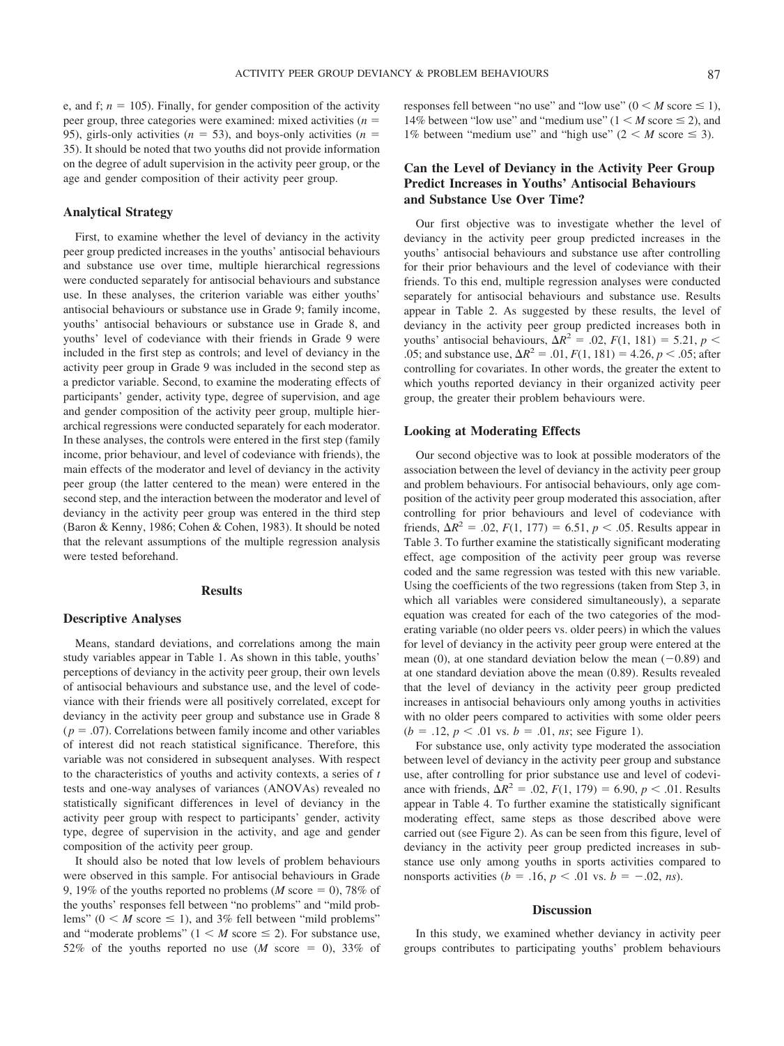e, and f; $n = 105$). Finally, for gender composition of the activity peer group, three categories were examined: mixed activities ($n = 95$), girls-only activities ($n = 53$), and boys-only activities ($n = 35$). It should be noted that two youths did not provide information on the degree of adult supervision in the activity peer group, or the age and gender composition of their activity peer group.

### Analytical Strategy

First, to examine whether the level of deviancy in the activity peer group predicted increases in the youths' antisocial behaviours and substance use over time, multiple hierarchical regressions were conducted separately for antisocial behaviours and substance use. In these analyses, the criterion variable was either youths' antisocial behaviours or substance use in Grade 9; family income, youths' antisocial behaviours or substance use in Grade 8, and youths' level of codeviance with their friends in Grade 9 were included in the first step as controls; and level of deviancy in the activity peer group in Grade 9 was included in the second step as a predictor variable. Second, to examine the moderating effects of participants' gender, activity type, degree of supervision, and age and gender composition of the activity peer group, multiple hierarchical regressions were conducted separately for each moderator. In these analyses, the controls were entered in the first step (family income, prior behaviour, and level of codeviance with friends), the main effects of the moderator and level of deviancy in the activity peer group (the latter centered to the mean) were entered in the second step, and the interaction between the moderator and level of deviancy in the activity peer group was entered in the third step (Baron & Kenny, 1986; Cohen & Cohen, 1983). It should be noted that the relevant assumptions of the multiple regression analysis were tested beforehand.

## Results

### Descriptive Analyses

Means, standard deviations, and correlations among the main study variables appear in Table 1. As shown in this table, youths' perceptions of deviancy in the activity peer group, their own levels of antisocial behaviours and substance use, and the level of codeviance with their friends were all positively correlated, except for deviancy in the activity peer group and substance use in Grade 8 ($p = .07$). Correlations between family income and other variables of interest did not reach statistical significance. Therefore, this variable was not considered in subsequent analyses. With respect to the characteristics of youths and activity contexts, a series of *t* tests and one-way analyses of variances (ANOVAs) revealed no statistically significant differences in level of deviancy in the activity peer group with respect to participants' gender, activity type, degree of supervision in the activity, and age and gender composition of the activity peer group.

It should also be noted that low levels of problem behaviours were observed in this sample. For antisocial behaviours in Grade 9, 19% of the youths reported no problems ($M$ score $= 0$), 78% of the youths' responses fell between "no problems" and "mild problems" ($0 < M$ score $\leq 1$), and 3% fell between "mild problems" and "moderate problems" ($1 < M$ score $\leq 2$). For substance use, 52% of the youths reported no use ($M$ score $= 0$), 33% of responses fell between "no use" and "low use" ($0 < M$ score $\leq 1$), 14% between "low use" and "medium use" ($1 < M$ score $\leq 2$), and 1% between "medium use" and "high use" ($2 < M$ score $\leq 3$).

### Can the Level of Deviancy in the Activity Peer Group Predict Increases in Youths' Antisocial Behaviours and Substance Use Over Time?

Our first objective was to investigate whether the level of deviancy in the activity peer group predicted increases in the youths' antisocial behaviours and substance use after controlling for their prior behaviours and the level of codeviance with their friends. To this end, multiple regression analyses were conducted separately for antisocial behaviours and substance use. Results appear in Table 2. As suggested by these results, the level of deviancy in the activity peer group predicted increases both in youths' antisocial behaviours, $\Delta R^2 = .02$, $F(1, 181) = 5.21$, $p < .05$; and substance use, $\Delta R^2 = .01$, $F(1, 181) = 4.26$, $p < .05$; after controlling for covariates. In other words, the greater the extent to which youths reported deviancy in their organized activity peer group, the greater their problem behaviours were.

### Looking at Moderating Effects

Our second objective was to look at possible moderators of the association between the level of deviancy in the activity peer group and problem behaviours. For antisocial behaviours, only age composition of the activity peer group moderated this association, after controlling for prior behaviours and level of codeviance with friends, $\Delta R^2 = .02$, $F(1, 177) = 6.51$, $p < .05$. Results appear in Table 3. To further examine the statistically significant moderating effect, age composition of the activity peer group was reverse coded and the same regression was tested with this new variable. Using the coefficients of the two regressions (taken from Step 3, in which all variables were considered simultaneously), a separate equation was created for each of the two categories of the moderating variable (no older peers vs. older peers) in which the values for level of deviancy in the activity peer group were entered at the mean (0), at one standard deviation below the mean ($-0.89$) and at one standard deviation above the mean (0.89). Results revealed that the level of deviancy in the activity peer group predicted increases in antisocial behaviours only among youths in activities with no older peers compared to activities with some older peers ($b = .12$, $p < .01$ vs. $b = .01$, *ns*; see Figure 1).

For substance use, only activity type moderated the association between level of deviancy in the activity peer group and substance use, after controlling for prior substance use and level of codeviance with friends, $\Delta R^2 = .02$, $F(1, 179) = 6.90$, $p < .01$. Results appear in Table 4. To further examine the statistically significant moderating effect, same steps as those described above were carried out (see Figure 2). As can be seen from this figure, level of deviancy in the activity peer group predicted increases in substance use only among youths in sports activities compared to nonsports activities ($b = .16$, $p < .01$ vs. $b = -.02$, *ns*).

## Discussion

In this study, we examined whether deviancy in activity peer groups contributes to participating youths' problem behaviours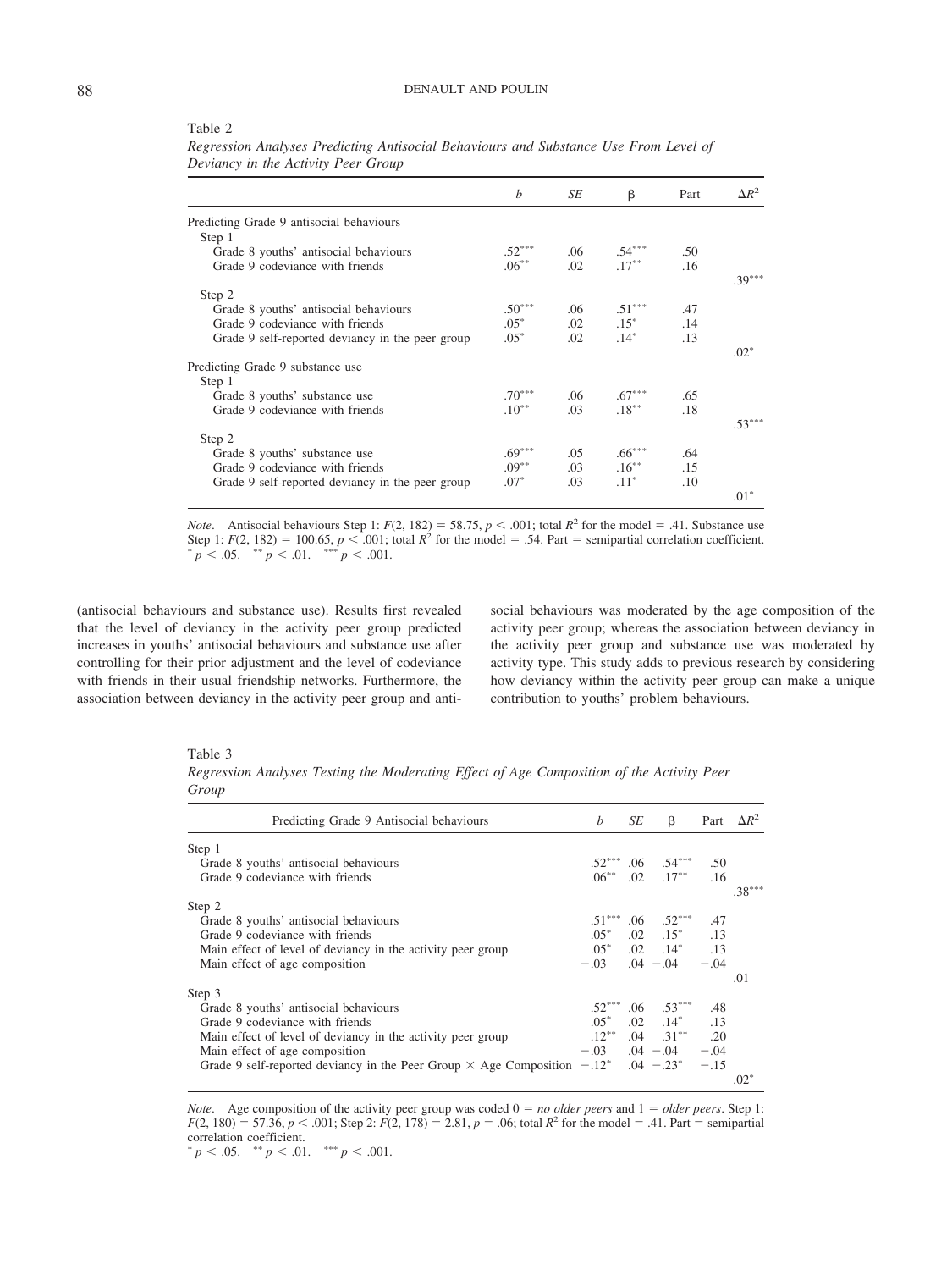Table 2
*Regression Analyses Predicting Antisocial Behaviours and Substance Use From Level of Deviancy in the Activity Peer Group*

| | $b$ | $SE$ | $\beta$ | Part | $\Delta R^2$ |
|---|---|---|---|---|---|
| Predicting Grade 9 antisocial behaviours | | | | | |
| Step 1 | | | | | |
| Grade 8 youths' antisocial behaviours | .52*** | .06 | .54*** | .50 | |
| Grade 9 codeviance with friends | .06** | .02 | .17** | .16 | |
| | | | | | .39*** |
| Step 2 | | | | | |
| Grade 8 youths' antisocial behaviours | .50*** | .06 | .51*** | .47 | |
| Grade 9 codeviance with friends | .05* | .02 | .15* | .14 | |
| Grade 9 self-reported deviancy in the peer group | .05* | .02 | .14* | .13 | |
| | | | | | .02* |
| Predicting Grade 9 substance use | | | | | |
| Step 1 | | | | | |
| Grade 8 youths' substance use | .70*** | .06 | .67*** | .65 | |
| Grade 9 codeviance with friends | .10** | .03 | .18** | .18 | |
| | | | | | .53*** |
| Step 2 | | | | | |
| Grade 8 youths' substance use | .69*** | .05 | .66*** | .64 | |
| Grade 9 codeviance with friends | .09** | .03 | .16** | .15 | |
| Grade 9 self-reported deviancy in the peer group | .07* | .03 | .11* | .10 | |
| | | | | | .01* |

*Note*. Antisocial behaviours Step 1: $F(2, 182) = 58.75$, $p < .001$; total $R^2$ for the model = .41. Substance use Step 1: $F(2, 182) = 100.65$, $p < .001$; total $R^2$ for the model = .54. Part = semipartial correlation coefficient.
* $p < .05$. ** $p < .01$. *** $p < .001$.

(antisocial behaviours and substance use). Results first revealed that the level of deviancy in the activity peer group predicted increases in youths' antisocial behaviours and substance use after controlling for their prior adjustment and the level of codeviance with friends in their usual friendship networks. Furthermore, the association between deviancy in the activity peer group and antisocial behaviours was moderated by the age composition of the activity peer group; whereas the association between deviancy in the activity peer group and substance use was moderated by activity type. This study adds to previous research by considering how deviancy within the activity peer group can make a unique contribution to youths' problem behaviours.

Table 3
*Regression Analyses Testing the Moderating Effect of Age Composition of the Activity Peer Group*

| Predicting Grade 9 Antisocial behaviours | $b$ | $SE$ | $\beta$ | Part | $\Delta R^2$ |
|---|---|---|---|---|---|
| Step 1 | | | | | |
| Grade 8 youths' antisocial behaviours | .52*** | .06 | .54*** | .50 | |
| Grade 9 codeviance with friends | .06** | .02 | .17** | .16 | |
| | | | | | .38*** |
| Step 2 | | | | | |
| Grade 8 youths' antisocial behaviours | .51*** | .06 | .52*** | .47 | |
| Grade 9 codeviance with friends | .05* | .02 | .15* | .13 | |
| Main effect of level of deviancy in the activity peer group | .05* | .02 | .14* | .13 | |
| Main effect of age composition | −.03 | .04 | −.04 | −.04 | |
| | | | | | .01 |
| Step 3 | | | | | |
| Grade 8 youths' antisocial behaviours | .52*** | .06 | .53*** | .48 | |
| Grade 9 codeviance with friends | .05* | .02 | .14* | .13 | |
| Main effect of level of deviancy in the activity peer group | .12** | .04 | .31** | .20 | |
| Main effect of age composition | −.03 | .04 | −.04 | −.04 | |
| Grade 9 self-reported deviancy in the Peer Group × Age Composition | −.12* | .04 | −.23* | −.15 | |
| | | | | | .02* |

*Note*. Age composition of the activity peer group was coded 0 = *no older peers* and 1 = *older peers*. Step 1: $F(2, 180) = 57.36$, $p < .001$; Step 2: $F(2, 178) = 2.81$, $p = .06$; total $R^2$ for the model = .41. Part = semipartial correlation coefficient.
* $p < .05$. ** $p < .01$. *** $p < .001$.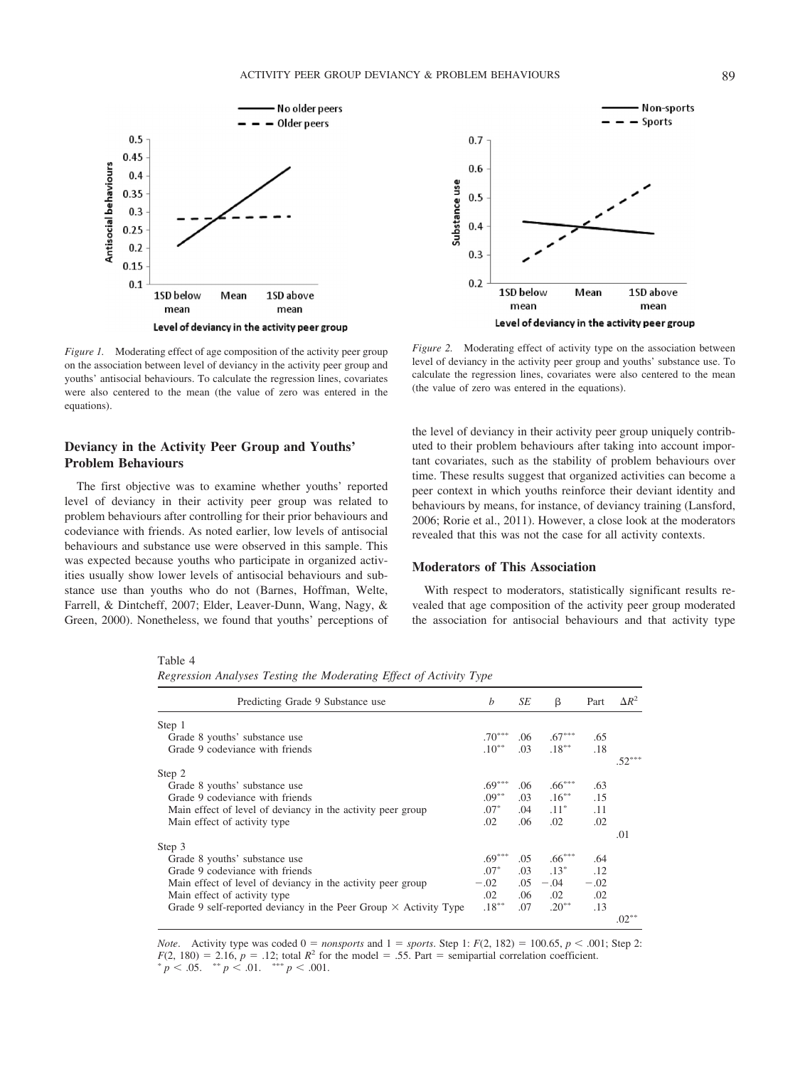*Figure 1.* Moderating effect of age composition of the activity peer group on the association between level of deviancy in the activity peer group and youths' antisocial behaviours. To calculate the regression lines, covariates were also centered to the mean (the value of zero was entered in the equations).

*Figure 2.* Moderating effect of activity type on the association between level of deviancy in the activity peer group and youths' substance use. To calculate the regression lines, covariates were also centered to the mean (the value of zero was entered in the equations).

## Deviancy in the Activity Peer Group and Youths' Problem Behaviours

The first objective was to examine whether youths' reported level of deviancy in their activity peer group was related to problem behaviours after controlling for their prior behaviours and codeviance with friends. As noted earlier, low levels of antisocial behaviours and substance use were observed in this sample. This was expected because youths who participate in organized activities usually show lower levels of antisocial behaviours and substance use than youths who do not (Barnes, Hoffman, Welte, Farrell, & Dintcheff, 2007; Elder, Leaver-Dunn, Wang, Nagy, & Green, 2000). Nonetheless, we found that youths' perceptions of the level of deviancy in their activity peer group uniquely contributed to their problem behaviours after taking into account important covariates, such as the stability of problem behaviours over time. These results suggest that organized activities can become a peer context in which youths reinforce their deviant identity and behaviours by means, for instance, of deviancy training (Lansford, 2006; Rorie et al., 2011). However, a close look at the moderators revealed that this was not the case for all activity contexts.

## Moderators of This Association

With respect to moderators, statistically significant results revealed that age composition of the activity peer group moderated the association for antisocial behaviours and that activity type

Table 4
*Regression Analyses Testing the Moderating Effect of Activity Type*

| Predicting Grade 9 Substance use | *b* | *SE* | β | Part | $\Delta R^2$ |
|---|---|---|---|---|---|
| Step 1 | | | | | |
| Grade 8 youths' substance use | .70*** | .06 | .67*** | .65 | |
| Grade 9 codeviance with friends | .10** | .03 | .18** | .18 | |
| | | | | | .52*** |
| Step 2 | | | | | |
| Grade 8 youths' substance use | .69*** | .06 | .66*** | .63 | |
| Grade 9 codeviance with friends | .09** | .03 | .16** | .15 | |
| Main effect of level of deviancy in the activity peer group | .07* | .04 | .11* | .11 | |
| Main effect of activity type | .02 | .06 | .02 | .02 | |
| | | | | | .01 |
| Step 3 | | | | | |
| Grade 8 youths' substance use | .69*** | .05 | .66*** | .64 | |
| Grade 9 codeviance with friends | .07* | .03 | .13* | .12 | |
| Main effect of level of deviancy in the activity peer group | −.02 | .05 | −.04 | −.02 | |
| Main effect of activity type | .02 | .06 | .02 | .02 | |
| Grade 9 self-reported deviancy in the Peer Group × Activity Type | .18** | .07 | .20** | .13 | |
| | | | | | .02** |

*Note*. Activity type was coded 0 = *nonsports* and 1 = *sports*. Step 1: $F(2, 182) = 100.65$, $p < .001$; Step 2: $F(2, 180) = 2.16$, $p = .12$; total $R^2$ for the model = .55. Part = semipartial correlation coefficient.
* $p < .05$. ** $p < .01$. *** $p < .001$.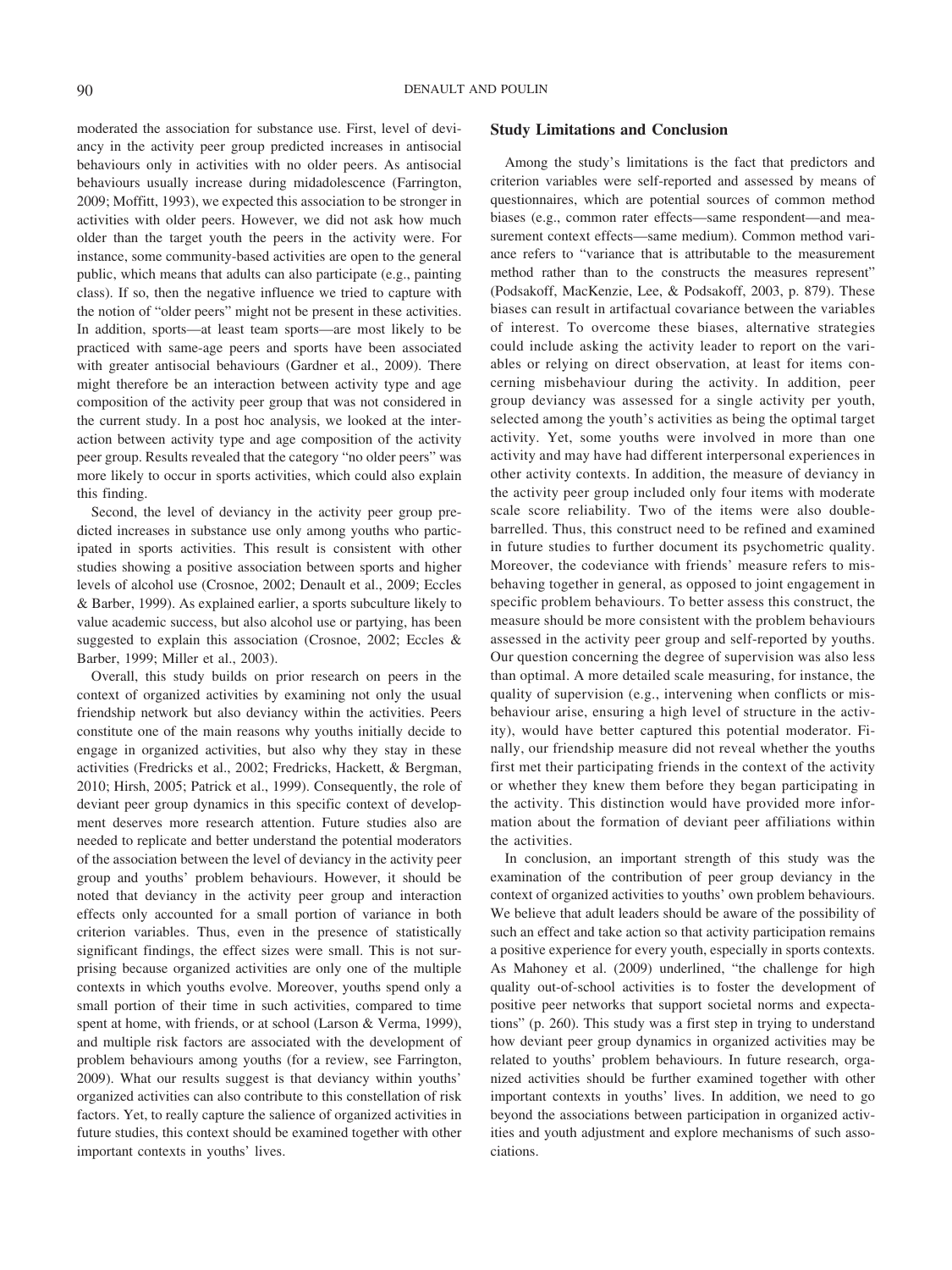moderated the association for substance use. First, level of deviancy in the activity peer group predicted increases in antisocial behaviours only in activities with no older peers. As antisocial behaviours usually increase during midadolescence (Farrington, 2009; Moffitt, 1993), we expected this association to be stronger in activities with older peers. However, we did not ask how much older than the target youth the peers in the activity were. For instance, some community-based activities are open to the general public, which means that adults can also participate (e.g., painting class). If so, then the negative influence we tried to capture with the notion of "older peers" might not be present in these activities. In addition, sports—at least team sports—are most likely to be practiced with same-age peers and sports have been associated with greater antisocial behaviours (Gardner et al., 2009). There might therefore be an interaction between activity type and age composition of the activity peer group that was not considered in the current study. In a post hoc analysis, we looked at the interaction between activity type and age composition of the activity peer group. Results revealed that the category "no older peers" was more likely to occur in sports activities, which could also explain this finding.

Second, the level of deviancy in the activity peer group predicted increases in substance use only among youths who participated in sports activities. This result is consistent with other studies showing a positive association between sports and higher levels of alcohol use (Crosnoe, 2002; Denault et al., 2009; Eccles & Barber, 1999). As explained earlier, a sports subculture likely to value academic success, but also alcohol use or partying, has been suggested to explain this association (Crosnoe, 2002; Eccles & Barber, 1999; Miller et al., 2003).

Overall, this study builds on prior research on peers in the context of organized activities by examining not only the usual friendship network but also deviancy within the activities. Peers constitute one of the main reasons why youths initially decide to engage in organized activities, but also why they stay in these activities (Fredricks et al., 2002; Fredricks, Hackett, & Bergman, 2010; Hirsh, 2005; Patrick et al., 1999). Consequently, the role of deviant peer group dynamics in this specific context of development deserves more research attention. Future studies also are needed to replicate and better understand the potential moderators of the association between the level of deviancy in the activity peer group and youths' problem behaviours. However, it should be noted that deviancy in the activity peer group and interaction effects only accounted for a small portion of variance in both criterion variables. Thus, even in the presence of statistically significant findings, the effect sizes were small. This is not surprising because organized activities are only one of the multiple contexts in which youths evolve. Moreover, youths spend only a small portion of their time in such activities, compared to time spent at home, with friends, or at school (Larson & Verma, 1999), and multiple risk factors are associated with the development of problem behaviours among youths (for a review, see Farrington, 2009). What our results suggest is that deviancy within youths' organized activities can also contribute to this constellation of risk factors. Yet, to really capture the salience of organized activities in future studies, this context should be examined together with other important contexts in youths' lives.

## Study Limitations and Conclusion

Among the study's limitations is the fact that predictors and criterion variables were self-reported and assessed by means of questionnaires, which are potential sources of common method biases (e.g., common rater effects—same respondent—and measurement context effects—same medium). Common method variance refers to "variance that is attributable to the measurement method rather than to the constructs the measures represent" (Podsakoff, MacKenzie, Lee, & Podsakoff, 2003, p. 879). These biases can result in artifactual covariance between the variables of interest. To overcome these biases, alternative strategies could include asking the activity leader to report on the variables or relying on direct observation, at least for items concerning misbehaviour during the activity. In addition, peer group deviancy was assessed for a single activity per youth, selected among the youth's activities as being the optimal target activity. Yet, some youths were involved in more than one activity and may have had different interpersonal experiences in other activity contexts. In addition, the measure of deviancy in the activity peer group included only four items with moderate scale score reliability. Two of the items were also double-barrelled. Thus, this construct need to be refined and examined in future studies to further document its psychometric quality. Moreover, the codeviance with friends' measure refers to misbehaving together in general, as opposed to joint engagement in specific problem behaviours. To better assess this construct, the measure should be more consistent with the problem behaviours assessed in the activity peer group and self-reported by youths. Our question concerning the degree of supervision was also less than optimal. A more detailed scale measuring, for instance, the quality of supervision (e.g., intervening when conflicts or misbehaviour arise, ensuring a high level of structure in the activity), would have better captured this potential moderator. Finally, our friendship measure did not reveal whether the youths first met their participating friends in the context of the activity or whether they knew them before they began participating in the activity. This distinction would have provided more information about the formation of deviant peer affiliations within the activities.

In conclusion, an important strength of this study was the examination of the contribution of peer group deviancy in the context of organized activities to youths' own problem behaviours. We believe that adult leaders should be aware of the possibility of such an effect and take action so that activity participation remains a positive experience for every youth, especially in sports contexts. As Mahoney et al. (2009) underlined, "the challenge for high quality out-of-school activities is to foster the development of positive peer networks that support societal norms and expectations" (p. 260). This study was a first step in trying to understand how deviant peer group dynamics in organized activities may be related to youths' problem behaviours. In future research, organized activities should be further examined together with other important contexts in youths' lives. In addition, we need to go beyond the associations between participation in organized activities and youth adjustment and explore mechanisms of such associations.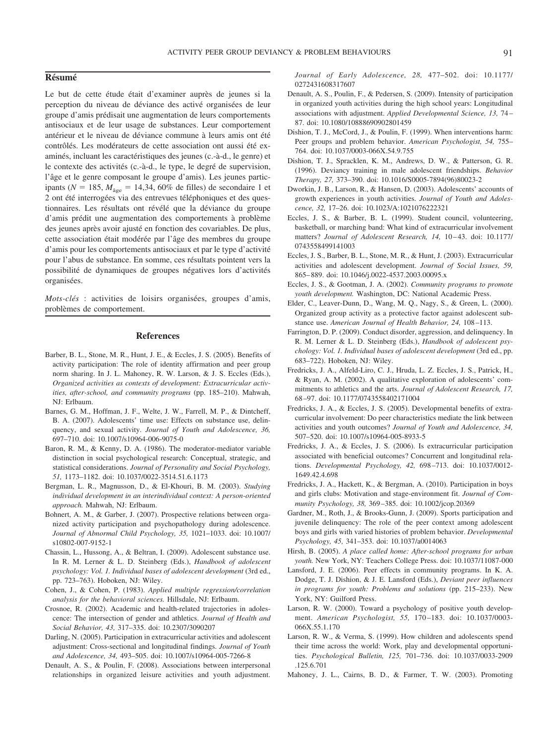## Résumé

Le but de cette étude était d'examiner auprès de jeunes si la perception du niveau de déviance des activé organisées de leur groupe d'amis prédisait une augmentation de leurs comportements antisociaux et de leur usage de substances. Leur comportement antérieur et le niveau de déviance commune à leurs amis ont été contrôlés. Les modérateurs de cette association ont aussi été examinés, incluant les caractéristiques des jeunes (c.-à-d., le genre) et le contexte des activités (c.-à-d., le type, le degré de supervision, l'âge et le genre composant le groupe d'amis). Les jeunes participants ($N$ = 185, $M_{\text{âge}}$ = 14,34, 60% de filles) de secondaire 1 et 2 ont été interrogées via des entrevues téléphoniques et des questionnaires. Les résultats ont révélé que la déviance du groupe d'amis prédit une augmentation des comportements à problème des jeunes après avoir ajusté en fonction des covariables. De plus, cette association était modérée par l'âge des membres du groupe d'amis pour les comportements antisociaux et par le type d'activité pour l'abus de substance. En somme, ces résultats pointent vers la possibilité de dynamiques de groupes négatives lors d'activités organisées.

*Mots-clés* : activities de loisirs organisées, groupes d'amis, problèmes de comportement.

## References

Barber, B. L., Stone, M. R., Hunt, J. E., & Eccles, J. S. (2005). Benefits of activity participation: The role of identity affirmation and peer group norm sharing. In J. L. Mahoney, R. W. Larson, & J. S. Eccles (Eds.), *Organized activities as contexts of development: Extracurricular activities, after-school, and community programs* (pp. 185–210). Mahwah, NJ: Erlbaum.

Barnes, G. M., Hoffman, J. F., Welte, J. W., Farrell, M. P., & Dintcheff, B. A. (2007). Adolescents' time use: Effects on substance use, delinquency, and sexual activity. *Journal of Youth and Adolescence, 36,* 697–710. doi: 10.1007/s10964-006-9075-0

Baron, R. M., & Kenny, D. A. (1986). The moderator-mediator variable distinction in social psychological research: Conceptual, strategic, and statistical considerations. *Journal of Personality and Social Psychology, 51,* 1173–1182. doi: 10.1037/0022-3514.51.6.1173

Bergman, L. R., Magnusson, D., & El-Khouri, B. M. (2003). *Studying individual development in an interindividual context: A person-oriented approach.* Mahwah, NJ: Erlbaum.

Bohnert, A. M., & Garber, J. (2007). Prospective relations between organized activity participation and psychopathology during adolescence. *Journal of Abnormal Child Psychology, 35,* 1021–1033. doi: 10.1007/s10802-007-9152-1

Chassin, L., Hussong, A., & Beltran, I. (2009). Adolescent substance use. In R. M. Lerner & L. D. Steinberg (Eds.), *Handbook of adolescent psychology: Vol. 1. Individual bases of adolescent development* (3rd ed., pp. 723–763). Hoboken, NJ: Wiley.

Cohen, J., & Cohen, P. (1983). *Applied multiple regression/correlation analysis for the behavioral sciences.* Hillsdale, NJ: Erlbaum.

Crosnoe, R. (2002). Academic and health-related trajectories in adolescence: The intersection of gender and athletics. *Journal of Health and Social Behavior, 43,* 317–335. doi: 10.2307/3090207

Darling, N. (2005). Participation in extracurricular activities and adolescent adjustment: Cross-sectional and longitudinal findings. *Journal of Youth and Adolescence, 34,* 493–505. doi: 10.1007/s10964-005-7266-8

Denault, A. S., & Poulin, F. (2008). Associations between interpersonal relationships in organized leisure activities and youth adjustment. *Journal of Early Adolescence, 28,* 477–502. doi: 10.1177/0272431608317607

Denault, A. S., Poulin, F., & Pedersen, S. (2009). Intensity of participation in organized youth activities during the high school years: Longitudinal associations with adjustment. *Applied Developmental Science, 13,* 74–87. doi: 10.1080/10888690902801459

Dishion, T. J., McCord, J., & Poulin, F. (1999). When interventions harm: Peer groups and problem behavior. *American Psychologist, 54,* 755–764. doi: 10.1037/0003-066X.54.9.755

Dishion, T. J., Spracklen, K. M., Andrews, D. W., & Patterson, G. R. (1996). Deviancy training in male adolescent friendships. *Behavior Therapy, 27,* 373–390. doi: 10.1016/S0005-7894(96)80023-2

Dworkin, J. B., Larson, R., & Hansen, D. (2003). Adolescents' accounts of growth experiences in youth activities. *Journal of Youth and Adolescence, 32,* 17–26. doi: 10.1023/A:1021076222321

Eccles, J. S., & Barber, B. L. (1999). Student council, volunteering, basketball, or marching band: What kind of extracurricular involvement matters? *Journal of Adolescent Research, 14,* 10–43. doi: 10.1177/0743558499141003

Eccles, J. S., Barber, B. L., Stone, M. R., & Hunt, J. (2003). Extracurricular activities and adolescent development. *Journal of Social Issues, 59,* 865–889. doi: 10.1046/j.0022-4537.2003.00095.x

Eccles, J. S., & Gootman, J. A. (2002). *Community programs to promote youth development.* Washington, DC: National Academic Press.

Elder, C., Leaver-Dunn, D., Wang, M. Q., Nagy, S., & Green, L. (2000). Organized group activity as a protective factor against adolescent substance use. *American Journal of Health Behavior, 24,* 108–113.

Farrington, D. P. (2009). Conduct disorder, aggression, and delinquency. In R. M. Lerner & L. D. Steinberg (Eds.), *Handbook of adolescent psychology: Vol. 1. Individual bases of adolescent development* (3rd ed., pp. 683–722). Hoboken, NJ: Wiley.

Fredricks, J. A., Alfeld-Liro, C. J., Hruda, L. Z. Eccles, J. S., Patrick, H., & Ryan, A. M. (2002). A qualitative exploration of adolescents' commitments to athletics and the arts. *Journal of Adolescent Research, 17,* 68–97. doi: 10.1177/0743558402171004

Fredricks, J. A., & Eccles, J. S. (2005). Developmental benefits of extracurricular involvement: Do peer characteristics mediate the link between activities and youth outcomes? *Journal of Youth and Adolescence, 34,* 507–520. doi: 10.1007/s10964-005-8933-5

Fredricks, J. A., & Eccles, J. S. (2006). Is extracurricular participation associated with beneficial outcomes? Concurrent and longitudinal relations. *Developmental Psychology, 42,* 698–713. doi: 10.1037/0012-1649.42.4.698

Fredricks, J. A., Hackett, K., & Bergman, A. (2010). Participation in boys and girls clubs: Motivation and stage-environment fit. *Journal of Community Psychology, 38,* 369–385. doi: 10.1002/jcop.20369

Gardner, M., Roth, J., & Brooks-Gunn, J. (2009). Sports participation and juvenile delinquency: The role of the peer context among adolescent boys and girls with varied histories of problem behavior. *Developmental Psychology, 45,* 341–353. doi: 10.1037/a0014063

Hirsh, B. (2005). *A place called home: After-school programs for urban youth.* New York, NY: Teachers College Press. doi: 10.1037/11087-000

Lansford, J. E. (2006). Peer effects in community programs. In K. A. Dodge, T. J. Dishion, & J. E. Lansford (Eds.), *Deviant peer influences in programs for youth: Problems and solutions* (pp. 215–233). New York, NY: Guilford Press.

Larson, R. W. (2000). Toward a psychology of positive youth development. *American Psychologist, 55,* 170–183. doi: 10.1037/0003-066X.55.1.170

Larson, R. W., & Verma, S. (1999). How children and adolescents spend their time across the world: Work, play and developmental opportunities. *Psychological Bulletin, 125,* 701–736. doi: 10.1037/0033-2909.125.6.701

Mahoney, J. L., Cairns, B. D., & Farmer, T. W. (2003). Promoting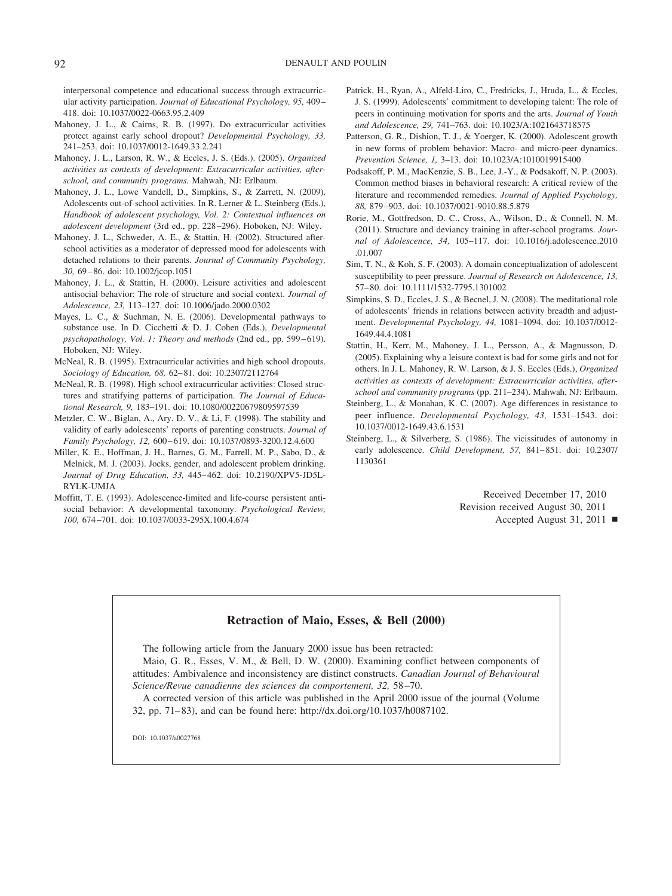interpersonal competence and educational success through extracurricular activity participation. *Journal of Educational Psychology, 95,* 409–418. doi: 10.1037/0022-0663.95.2.409

Mahoney, J. L., & Cairns, R. B. (1997). Do extracurricular activities protect against early school dropout? *Developmental Psychology, 33,* 241–253. doi: 10.1037/0012-1649.33.2.241

Mahoney, J. L., Larson, R. W., & Eccles, J. S. (Eds.). (2005). *Organized activities as contexts of development: Extracurricular activities, after-school, and community programs.* Mahwah, NJ: Erlbaum.

Mahoney, J. L., Lowe Vandell, D., Simpkins, S., & Zarrett, N. (2009). Adolescents out-of-school activities. In R. Lerner & L. Steinberg (Eds.), *Handbook of adolescent psychology, Vol. 2: Contextual influences on adolescent development* (3rd ed., pp. 228–296). Hoboken, NJ: Wiley.

Mahoney, J. L., Schweder, A. E., & Stattin, H. (2002). Structured after-school activities as a moderator of depressed mood for adolescents with detached relations to their parents. *Journal of Community Psychology, 30,* 69–86. doi: 10.1002/jcop.1051

Mahoney, J. L., & Stattin, H. (2000). Leisure activities and adolescent antisocial behavior: The role of structure and social context. *Journal of Adolescence, 23,* 113–127. doi: 10.1006/jado.2000.0302

Mayes, L. C., & Suchman, N. E. (2006). Developmental pathways to substance use. In D. Cicchetti & D. J. Cohen (Eds.), *Developmental psychopathology, Vol. 1: Theory and methods* (2nd ed., pp. 599–619). Hoboken, NJ: Wiley.

McNeal, R. B. (1995). Extracurricular activities and high school dropouts. *Sociology of Education, 68,* 62–81. doi: 10.2307/2112764

McNeal, R. B. (1998). High school extracurricular activities: Closed structures and stratifying patterns of participation. *The Journal of Educational Research, 9,* 183–191. doi: 10.1080/00220679809597539

Metzler, C. W., Biglan, A., Ary, D. V., & Li, F. (1998). The stability and validity of early adolescents' reports of parenting constructs. *Journal of Family Psychology, 12,* 600–619. doi: 10.1037/0893-3200.12.4.600

Miller, K. E., Hoffman, J. H., Barnes, G. M., Farrell, M. P., Sabo, D., & Melnick, M. J. (2003). Jocks, gender, and adolescent problem drinking. *Journal of Drug Education, 33,* 445–462. doi: 10.2190/XPV5-JD5L-RYLK-UMJA

Moffitt, T. E. (1993). Adolescence-limited and life-course persistent antisocial behavior: A developmental taxonomy. *Psychological Review, 100,* 674–701. doi: 10.1037/0033-295X.100.4.674

Patrick, H., Ryan, A., Alfeld-Liro, C., Fredricks, J., Hruda, L., & Eccles, J. S. (1999). Adolescents' commitment to developing talent: The role of peers in continuing motivation for sports and the arts. *Journal of Youth and Adolescence, 29,* 741–763. doi: 10.1023/A:1021643718575

Patterson, G. R., Dishion, T. J., & Yoerger, K. (2000). Adolescent growth in new forms of problem behavior: Macro- and micro-peer dynamics. *Prevention Science, 1,* 3–13. doi: 10.1023/A:1010019915400

Podsakoff, P. M., MacKenzie, S. B., Lee, J.-Y., & Podsakoff, N. P. (2003). Common method biases in behavioral research: A critical review of the literature and recommended remedies. *Journal of Applied Psychology, 88,* 879–903. doi: 10.1037/0021-9010.88.5.879

Rorie, M., Gottfredson, D. C., Cross, A., Wilson, D., & Connell, N. M. (2011). Structure and deviancy training in after-school programs. *Journal of Adolescence, 34,* 105–117. doi: 10.1016/j.adolescence.2010.01.007

Sim, T. N., & Koh, S. F. (2003). A domain conceptualization of adolescent susceptibility to peer pressure. *Journal of Research on Adolescence, 13,* 57–80. doi: 10.1111/1532-7795.1301002

Simpkins, S. D., Eccles, J. S., & Becnel, J. N. (2008). The meditational role of adolescents' friends in relations between activity breadth and adjustment. *Developmental Psychology, 44,* 1081–1094. doi: 10.1037/0012-1649.44.4.1081

Stattin, H., Kerr, M., Mahoney, J. L., Persson, A., & Magnusson, D. (2005). Explaining why a leisure context is bad for some girls and not for others. In J. L. Mahoney, R. W. Larson, & J. S. Eccles (Eds.), *Organized activities as contexts of development: Extracurricular activities, after-school and community programs* (pp. 211–234). Mahwah, NJ: Erlbaum.

Steinberg, L., & Monahan, K. C. (2007). Age differences in resistance to peer influence. *Developmental Psychology, 43,* 1531–1543. doi: 10.1037/0012-1649.43.6.1531

Steinberg, L., & Silverberg, S. (1986). The vicissitudes of autonomy in early adolescence. *Child Development, 57,* 841–851. doi: 10.2307/1130361

Received December 17, 2010
Revision received August 30, 2011
Accepted August 31, 2011 ■

## Retraction of Maio, Esses, & Bell (2000)

The following article from the January 2000 issue has been retracted:

Maio, G. R., Esses, V. M., & Bell, D. W. (2000). Examining conflict between components of attitudes: Ambivalence and inconsistency are distinct constructs. *Canadian Journal of Behavioural Science/Revue canadienne des sciences du comportement, 32,* 58–70.

A corrected version of this article was published in the April 2000 issue of the journal (Volume 32, pp. 71–83), and can be found here: http://dx.doi.org/10.1037/h0087102.

DOI: 10.1037/a0027768